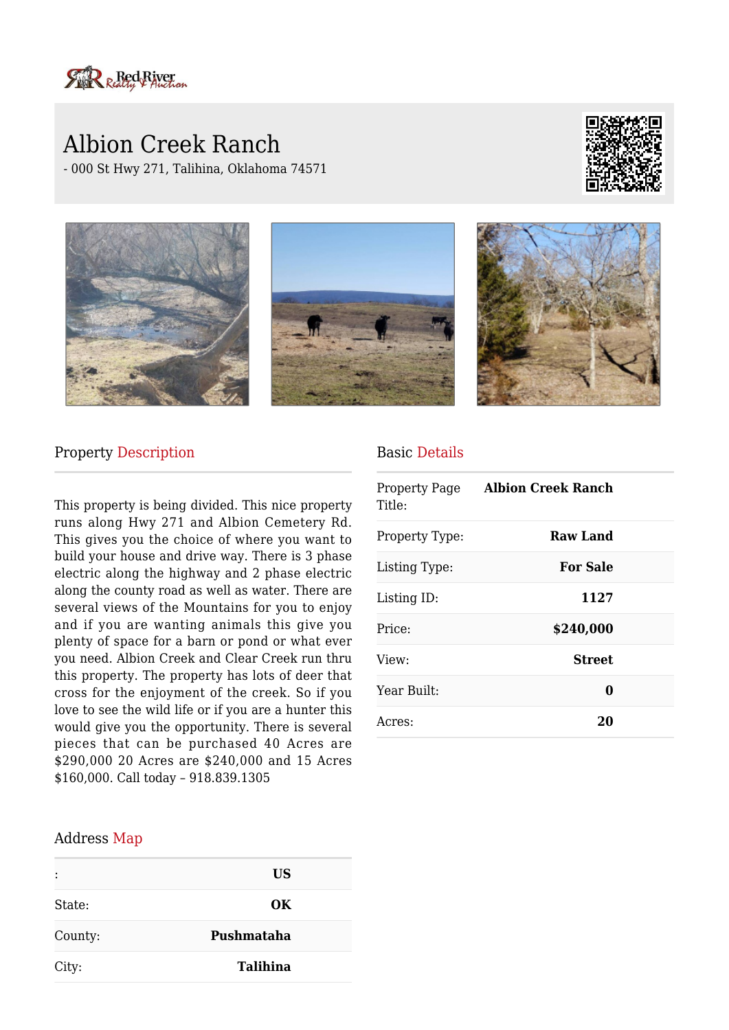Red River Realty & Auction

# Albion Creek Ranch

- 000 St Hwy 271, Talihina, Oklahoma 74571

## Property Description

This property is being divided. This nice property runs along Hwy 271 and Albion Cemetery Rd. This gives you the choice of where you want to build your house and drive way. There is 3 phase electric along the highway and 2 phase electric along the county road as well as water. There are several views of the Mountains for you to enjoy and if you are wanting animals this give you plenty of space for a barn or pond or what ever you need. Albion Creek and Clear Creek run thru this property. The property has lots of deer that cross for the enjoyment of the creek. So if you love to see the wild life or if you are a hunter this would give you the opportunity. There is several pieces that can be purchased 40 Acres are $290,000 20 Acres are $240,000 and 15 Acres $160,000. Call today – 918.839.1305

## Basic Details

| | |
|---|---|
| Property Page Title: | **Albion Creek Ranch** |
| Property Type: | **Raw Land** |
| Listing Type: | **For Sale** |
| Listing ID: | **1127** |
| Price: | **$240,000** |
| View: | **Street** |
| Year Built: | **0** |
| Acres: | **20** |

## Address Map

| | |
|---|---|
| : | **US** |
| State: | **OK** |
| County: | **Pushmataha** |
| City: | **Talihina** |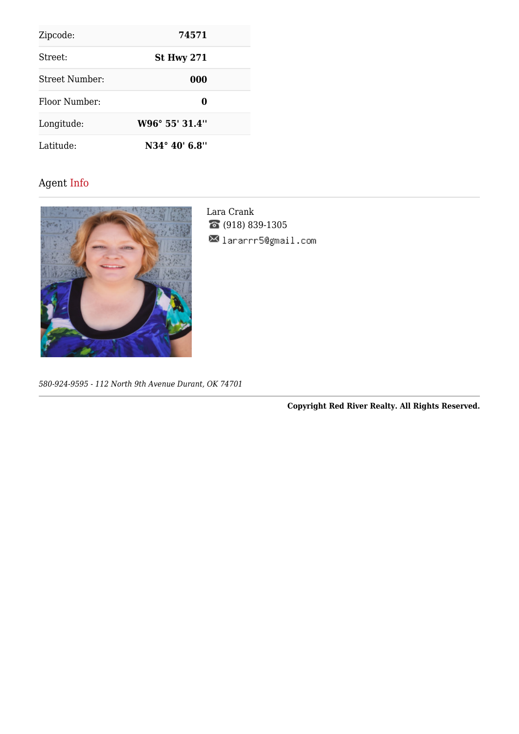| | |
|---|---|
| Zipcode: | 74571 |
| Street: | St Hwy 271 |
| Street Number: | 000 |
| Floor Number: | 0 |
| Longitude: | W96° 55' 31.4'' |
| Latitude: | N34° 40' 6.8'' |

## Agent Info

Lara Crank
☎ (918) 839-1305
✉ lararrr5@gmail.com

*580-924-9595 - 112 North 9th Avenue Durant, OK 74701*

**Copyright Red River Realty. All Rights Reserved.**